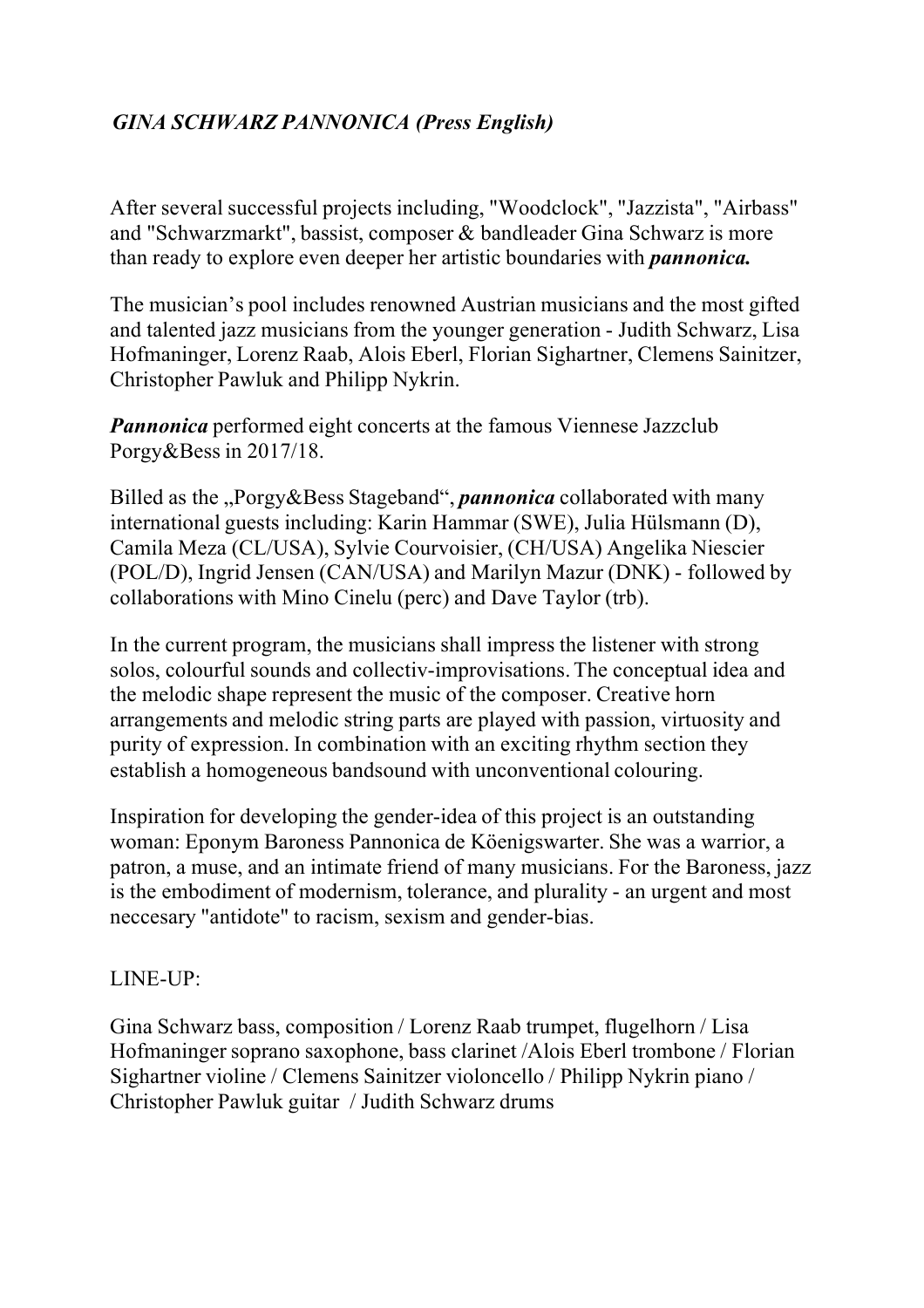*GINA SCHWARZ PANNONICA (Press English)*

After several successful projects including, "Woodclock", "Jazzista", "Airbass" and "Schwarzmarkt", bassist, composer & bandleader Gina Schwarz is more than ready to explore even deeper her artistic boundaries with ***pannonica.***

The musician's pool includes renowned Austrian musicians and the most gifted and talented jazz musicians from the younger generation - Judith Schwarz, Lisa Hofmaninger, Lorenz Raab, Alois Eberl, Florian Sighartner, Clemens Sainitzer, Christopher Pawluk and Philipp Nykrin.

***Pannonica*** performed eight concerts at the famous Viennese Jazzclub Porgy&Bess in 2017/18.

Billed as the „Porgy&Bess Stageband", ***pannonica*** collaborated with many international guests including: Karin Hammar (SWE), Julia Hülsmann (D), Camila Meza (CL/USA), Sylvie Courvoisier, (CH/USA) Angelika Niescier (POL/D), Ingrid Jensen (CAN/USA) and Marilyn Mazur (DNK) - followed by collaborations with Mino Cinelu (perc) and Dave Taylor (trb).

In the current program, the musicians shall impress the listener with strong solos, colourful sounds and collectiv-improvisations. The conceptual idea and the melodic shape represent the music of the composer. Creative horn arrangements and melodic string parts are played with passion, virtuosity and purity of expression. In combination with an exciting rhythm section they establish a homogeneous bandsound with unconventional colouring.

Inspiration for developing the gender-idea of this project is an outstanding woman: Eponym Baroness Pannonica de Köenigswarter. She was a warrior, a patron, a muse, and an intimate friend of many musicians. For the Baroness, jazz is the embodiment of modernism, tolerance, and plurality - an urgent and most neccesary "antidote" to racism, sexism and gender-bias.

LINE-UP:

Gina Schwarz bass, composition / Lorenz Raab trumpet, flugelhorn / Lisa Hofmaninger soprano saxophone, bass clarinet /Alois Eberl trombone / Florian Sighartner violine / Clemens Sainitzer violoncello / Philipp Nykrin piano / Christopher Pawluk guitar / Judith Schwarz drums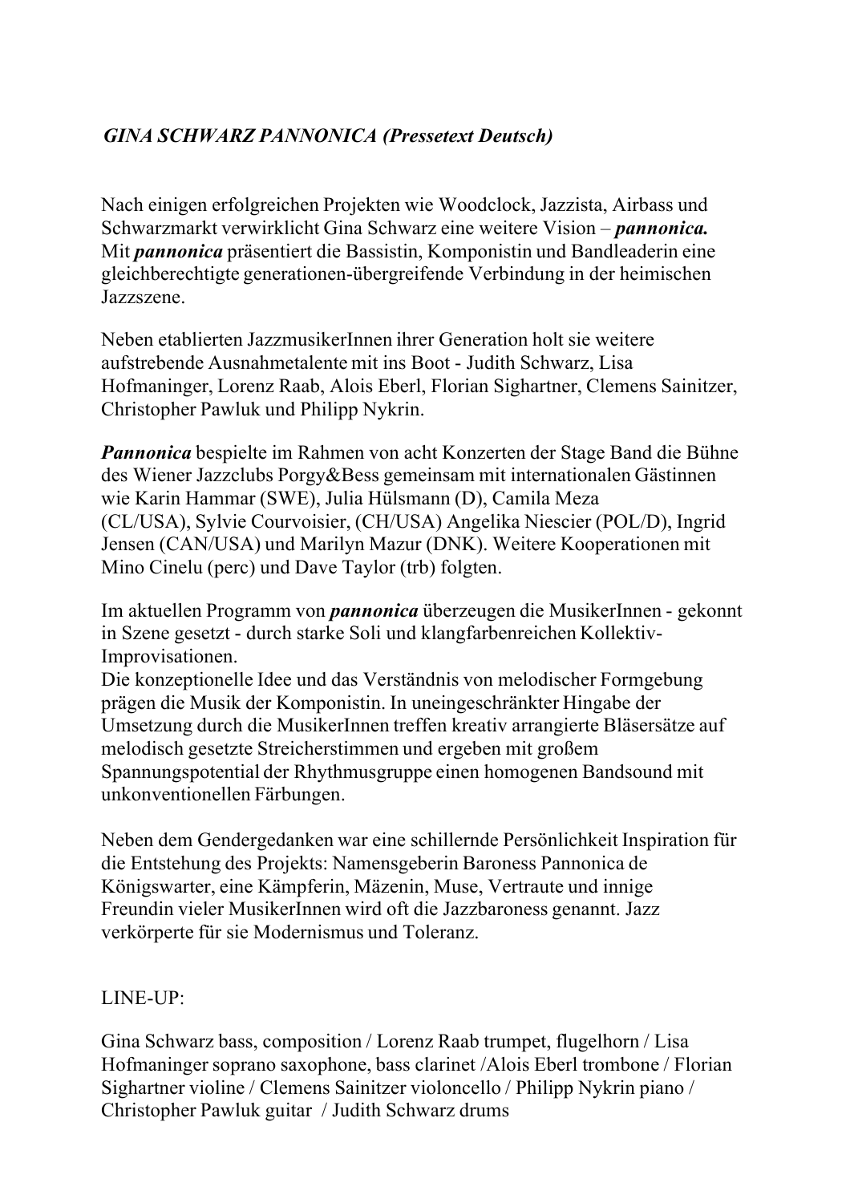### *GINA SCHWARZ PANNONICA (Pressetext Deutsch)*

Nach einigen erfolgreichen Projekten wie Woodclock, Jazzista, Airbass und Schwarzmarkt verwirklicht Gina Schwarz eine weitere Vision – ***pannonica.*** Mit ***pannonica*** präsentiert die Bassistin, Komponistin und Bandleaderin eine gleichberechtigte generationen-übergreifende Verbindung in der heimischen Jazzszene.

Neben etablierten JazzmusikerInnen ihrer Generation holt sie weitere aufstrebende Ausnahmetalente mit ins Boot - Judith Schwarz, Lisa Hofmaninger, Lorenz Raab, Alois Eberl, Florian Sighartner, Clemens Sainitzer, Christopher Pawluk und Philipp Nykrin.

***Pannonica*** bespielte im Rahmen von acht Konzerten der Stage Band die Bühne des Wiener Jazzclubs Porgy&Bess gemeinsam mit internationalen Gästinnen wie Karin Hammar (SWE), Julia Hülsmann (D), Camila Meza (CL/USA), Sylvie Courvoisier, (CH/USA) Angelika Niescier (POL/D), Ingrid Jensen (CAN/USA) und Marilyn Mazur (DNK). Weitere Kooperationen mit Mino Cinelu (perc) und Dave Taylor (trb) folgten.

Im aktuellen Programm von ***pannonica*** überzeugen die MusikerInnen - gekonnt in Szene gesetzt - durch starke Soli und klangfarbenreichen Kollektiv-Improvisationen.
Die konzeptionelle Idee und das Verständnis von melodischer Formgebung prägen die Musik der Komponistin. In uneingeschränkter Hingabe der Umsetzung durch die MusikerInnen treffen kreativ arrangierte Bläsersätze auf melodisch gesetzte Streicherstimmen und ergeben mit großem Spannungspotential der Rhythmusgruppe einen homogenen Bandsound mit unkonventionellen Färbungen.

Neben dem Gendergedanken war eine schillernde Persönlichkeit Inspiration für die Entstehung des Projekts: Namensgeberin Baroness Pannonica de Königswarter, eine Kämpferin, Mäzenin, Muse, Vertraute und innige Freundin vieler MusikerInnen wird oft die Jazzbaroness genannt. Jazz verkörperte für sie Modernismus und Toleranz.

LINE-UP:

Gina Schwarz bass, composition / Lorenz Raab trumpet, flugelhorn / Lisa Hofmaninger soprano saxophone, bass clarinet /Alois Eberl trombone / Florian Sighartner violine / Clemens Sainitzer violoncello / Philipp Nykrin piano / Christopher Pawluk guitar / Judith Schwarz drums